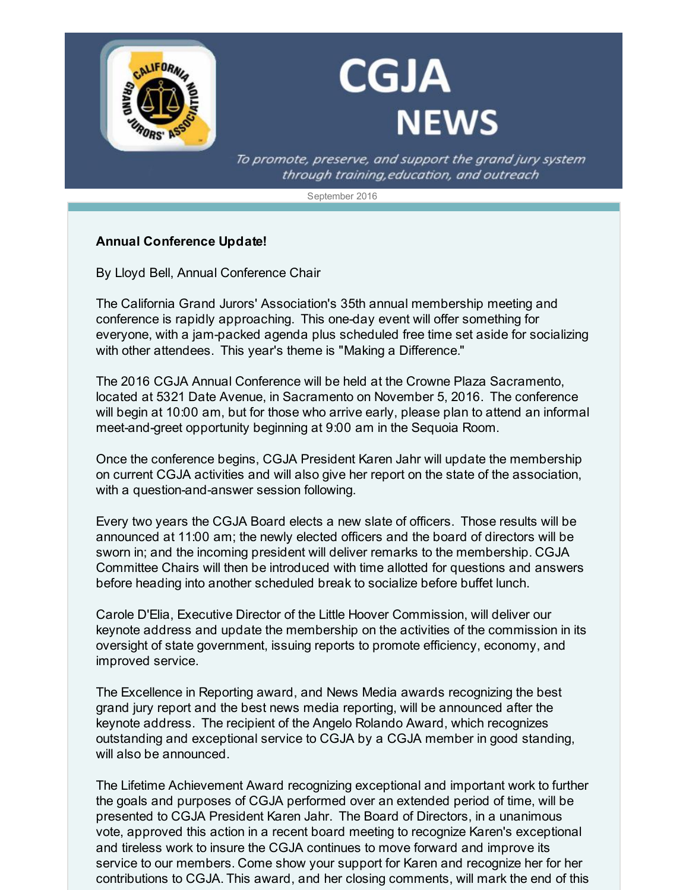# CGJA NEWS

*To promote, preserve, and support the grand jury system through training,education, and outreach*

September 2016

**Annual Conference Update!**

By Lloyd Bell, Annual Conference Chair

The California Grand Jurors' Association's 35th annual membership meeting and conference is rapidly approaching. This one-day event will offer something for everyone, with a jam-packed agenda plus scheduled free time set aside for socializing with other attendees. This year's theme is "Making a Difference."

The 2016 CGJA Annual Conference will be held at the Crowne Plaza Sacramento, located at 5321 Date Avenue, in Sacramento on November 5, 2016. The conference will begin at 10:00 am, but for those who arrive early, please plan to attend an informal meet-and-greet opportunity beginning at 9:00 am in the Sequoia Room.

Once the conference begins, CGJA President Karen Jahr will update the membership on current CGJA activities and will also give her report on the state of the association, with a question-and-answer session following.

Every two years the CGJA Board elects a new slate of officers. Those results will be announced at 11:00 am; the newly elected officers and the board of directors will be sworn in; and the incoming president will deliver remarks to the membership. CGJA Committee Chairs will then be introduced with time allotted for questions and answers before heading into another scheduled break to socialize before buffet lunch.

Carole D'Elia, Executive Director of the Little Hoover Commission, will deliver our keynote address and update the membership on the activities of the commission in its oversight of state government, issuing reports to promote efficiency, economy, and improved service.

The Excellence in Reporting award, and News Media awards recognizing the best grand jury report and the best news media reporting, will be announced after the keynote address. The recipient of the Angelo Rolando Award, which recognizes outstanding and exceptional service to CGJA by a CGJA member in good standing, will also be announced.

The Lifetime Achievement Award recognizing exceptional and important work to further the goals and purposes of CGJA performed over an extended period of time, will be presented to CGJA President Karen Jahr. The Board of Directors, in a unanimous vote, approved this action in a recent board meeting to recognize Karen's exceptional and tireless work to insure the CGJA continues to move forward and improve its service to our members. Come show your support for Karen and recognize her for her contributions to CGJA. This award, and her closing comments, will mark the end of this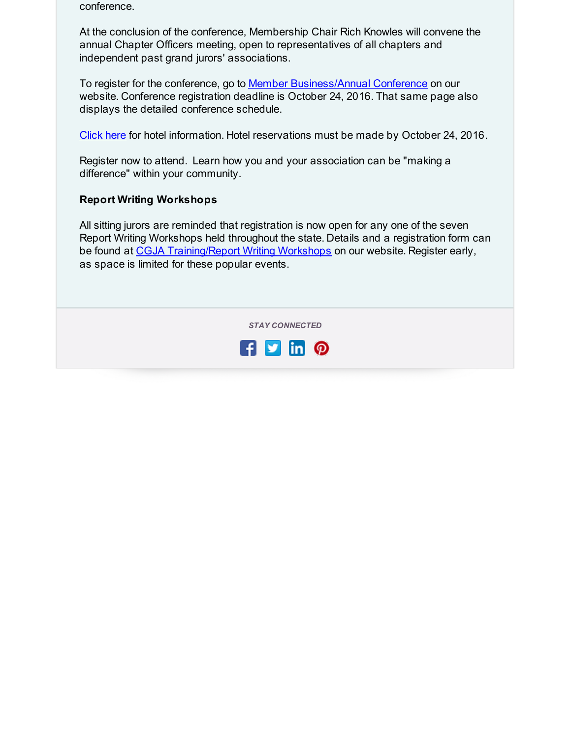conference.

At the conclusion of the conference, Membership Chair Rich Knowles will convene the annual Chapter Officers meeting, open to representatives of all chapters and independent past grand jurors' associations.

To register for the conference, go to Member Business/Annual Conference on our website. Conference registration deadline is October 24, 2016. That same page also displays the detailed conference schedule.

Click here for hotel information. Hotel reservations must be made by October 24, 2016.

Register now to attend.  Learn how you and your association can be "making a difference" within your community.

**Report Writing Workshops**

All sitting jurors are reminded that registration is now open for any one of the seven Report Writing Workshops held throughout the state. Details and a registration form can be found at CGJA Training/Report Writing Workshops on our website. Register early, as space is limited for these popular events.

***STAY CONNECTED***